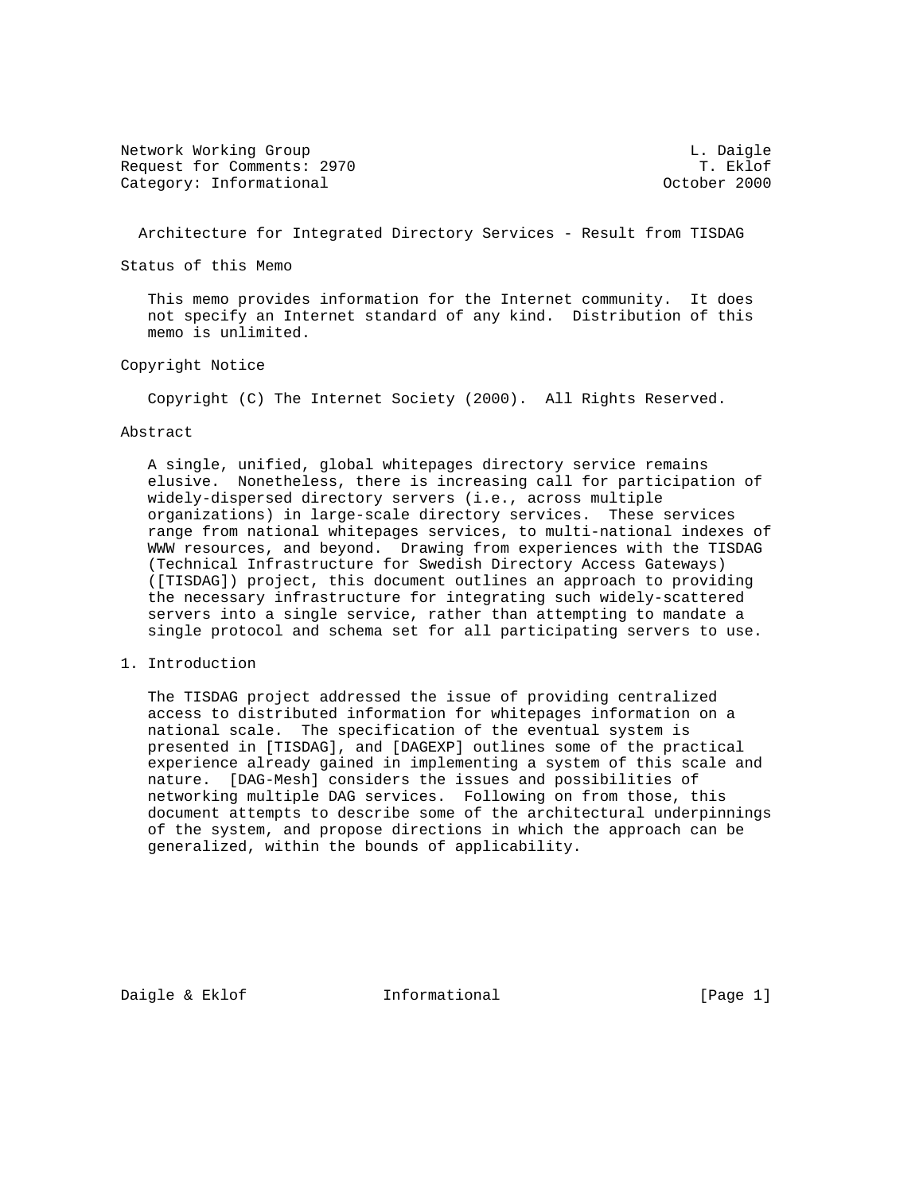Network Working Group L. Daigle
Request for Comments: 2970 T. Eklof
Category: Informational October 2000

# Architecture for Integrated Directory Services - Result from TISDAG

## Status of this Memo

This memo provides information for the Internet community. It does not specify an Internet standard of any kind. Distribution of this memo is unlimited.

## Copyright Notice

Copyright (C) The Internet Society (2000). All Rights Reserved.

## Abstract

A single, unified, global whitepages directory service remains elusive. Nonetheless, there is increasing call for participation of widely-dispersed directory servers (i.e., across multiple organizations) in large-scale directory services. These services range from national whitepages services, to multi-national indexes of WWW resources, and beyond. Drawing from experiences with the TISDAG (Technical Infrastructure for Swedish Directory Access Gateways) ([TISDAG]) project, this document outlines an approach to providing the necessary infrastructure for integrating such widely-scattered servers into a single service, rather than attempting to mandate a single protocol and schema set for all participating servers to use.

## 1. Introduction

The TISDAG project addressed the issue of providing centralized access to distributed information for whitepages information on a national scale. The specification of the eventual system is presented in [TISDAG], and [DAGEXP] outlines some of the practical experience already gained in implementing a system of this scale and nature. [DAG-Mesh] considers the issues and possibilities of networking multiple DAG services. Following on from those, this document attempts to describe some of the architectural underpinnings of the system, and propose directions in which the approach can be generalized, within the bounds of applicability.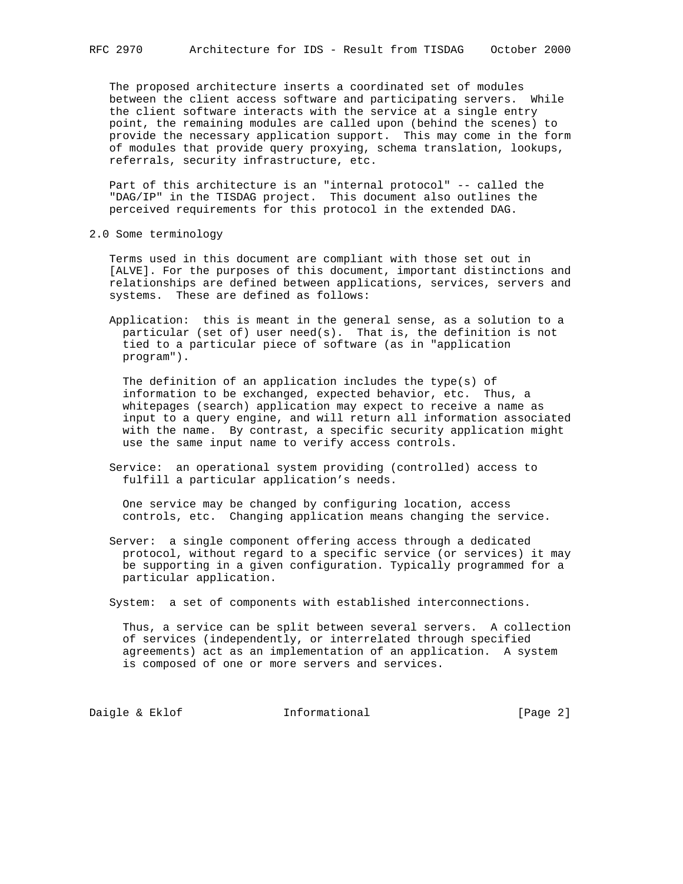The proposed architecture inserts a coordinated set of modules between the client access software and participating servers. While the client software interacts with the service at a single entry point, the remaining modules are called upon (behind the scenes) to provide the necessary application support. This may come in the form of modules that provide query proxying, schema translation, lookups, referrals, security infrastructure, etc.

Part of this architecture is an "internal protocol" -- called the "DAG/IP" in the TISDAG project. This document also outlines the perceived requirements for this protocol in the extended DAG.

## 2.0 Some terminology

Terms used in this document are compliant with those set out in [ALVE]. For the purposes of this document, important distinctions and relationships are defined between applications, services, servers and systems. These are defined as follows:

Application: this is meant in the general sense, as a solution to a particular (set of) user need(s). That is, the definition is not tied to a particular piece of software (as in "application program").

The definition of an application includes the type(s) of information to be exchanged, expected behavior, etc. Thus, a whitepages (search) application may expect to receive a name as input to a query engine, and will return all information associated with the name. By contrast, a specific security application might use the same input name to verify access controls.

Service: an operational system providing (controlled) access to fulfill a particular application's needs.

One service may be changed by configuring location, access controls, etc. Changing application means changing the service.

Server: a single component offering access through a dedicated protocol, without regard to a specific service (or services) it may be supporting in a given configuration. Typically programmed for a particular application.

System: a set of components with established interconnections.

Thus, a service can be split between several servers. A collection of services (independently, or interrelated through specified agreements) act as an implementation of an application. A system is composed of one or more servers and services.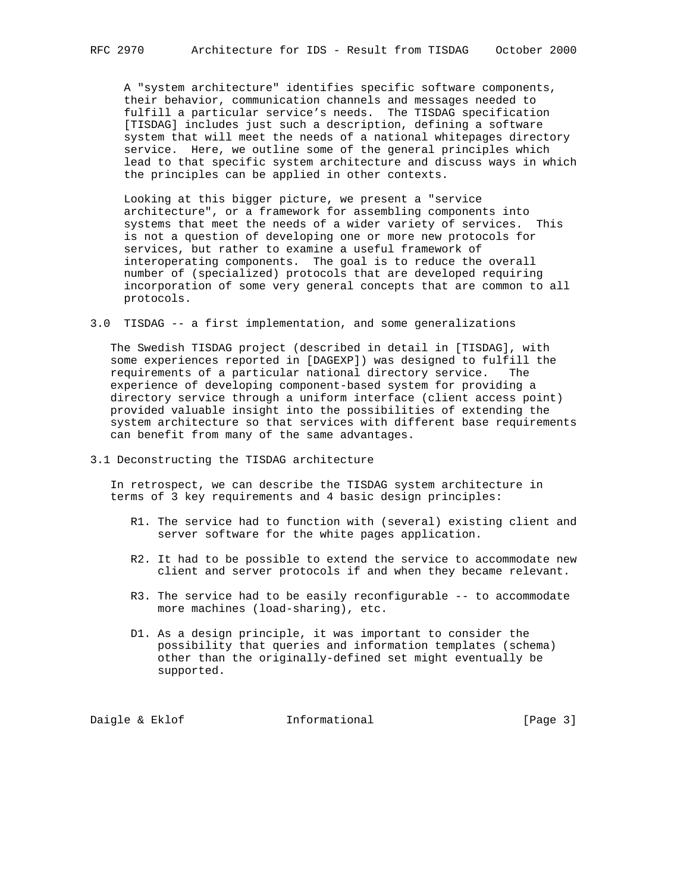A "system architecture" identifies specific software components, their behavior, communication channels and messages needed to fulfill a particular service's needs. The TISDAG specification [TISDAG] includes just such a description, defining a software system that will meet the needs of a national whitepages directory service. Here, we outline some of the general principles which lead to that specific system architecture and discuss ways in which the principles can be applied in other contexts.

Looking at this bigger picture, we present a "service architecture", or a framework for assembling components into systems that meet the needs of a wider variety of services. This is not a question of developing one or more new protocols for services, but rather to examine a useful framework of interoperating components. The goal is to reduce the overall number of (specialized) protocols that are developed requiring incorporation of some very general concepts that are common to all protocols.

## 3.0 TISDAG -- a first implementation, and some generalizations

The Swedish TISDAG project (described in detail in [TISDAG], with some experiences reported in [DAGEXP]) was designed to fulfill the requirements of a particular national directory service. The experience of developing component-based system for providing a directory service through a uniform interface (client access point) provided valuable insight into the possibilities of extending the system architecture so that services with different base requirements can benefit from many of the same advantages.

### 3.1 Deconstructing the TISDAG architecture

In retrospect, we can describe the TISDAG system architecture in terms of 3 key requirements and 4 basic design principles:

R1. The service had to function with (several) existing client and server software for the white pages application.

R2. It had to be possible to extend the service to accommodate new client and server protocols if and when they became relevant.

R3. The service had to be easily reconfigurable -- to accommodate more machines (load-sharing), etc.

D1. As a design principle, it was important to consider the possibility that queries and information templates (schema) other than the originally-defined set might eventually be supported.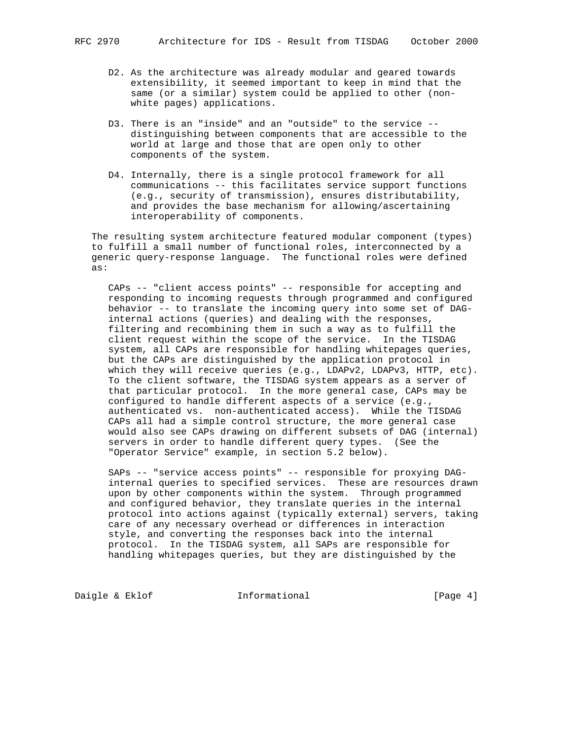D2. As the architecture was already modular and geared towards extensibility, it seemed important to keep in mind that the same (or a similar) system could be applied to other (non-white pages) applications.

D3. There is an "inside" and an "outside" to the service -- distinguishing between components that are accessible to the world at large and those that are open only to other components of the system.

D4. Internally, there is a single protocol framework for all communications -- this facilitates service support functions (e.g., security of transmission), ensures distributability, and provides the base mechanism for allowing/ascertaining interoperability of components.

The resulting system architecture featured modular component (types) to fulfill a small number of functional roles, interconnected by a generic query-response language. The functional roles were defined as:

CAPs -- "client access points" -- responsible for accepting and responding to incoming requests through programmed and configured behavior -- to translate the incoming query into some set of DAG-internal actions (queries) and dealing with the responses, filtering and recombining them in such a way as to fulfill the client request within the scope of the service. In the TISDAG system, all CAPs are responsible for handling whitepages queries, but the CAPs are distinguished by the application protocol in which they will receive queries (e.g., LDAPv2, LDAPv3, HTTP, etc). To the client software, the TISDAG system appears as a server of that particular protocol. In the more general case, CAPs may be configured to handle different aspects of a service (e.g., authenticated vs. non-authenticated access). While the TISDAG CAPs all had a simple control structure, the more general case would also see CAPs drawing on different subsets of DAG (internal) servers in order to handle different query types. (See the "Operator Service" example, in section 5.2 below).

SAPs -- "service access points" -- responsible for proxying DAG-internal queries to specified services. These are resources drawn upon by other components within the system. Through programmed and configured behavior, they translate queries in the internal protocol into actions against (typically external) servers, taking care of any necessary overhead or differences in interaction style, and converting the responses back into the internal protocol. In the TISDAG system, all SAPs are responsible for handling whitepages queries, but they are distinguished by the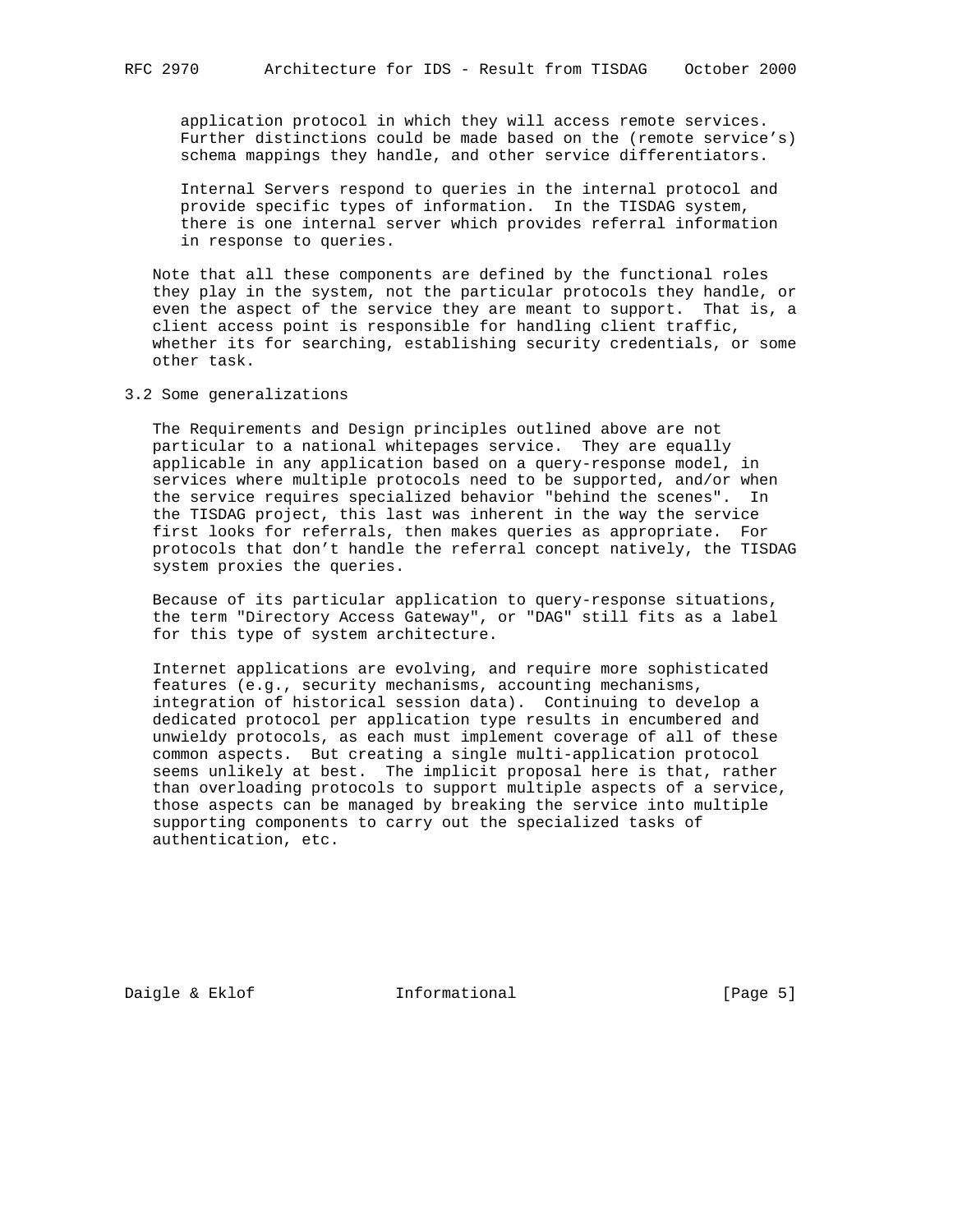application protocol in which they will access remote services. Further distinctions could be made based on the (remote service's) schema mappings they handle, and other service differentiators.

Internal Servers respond to queries in the internal protocol and provide specific types of information. In the TISDAG system, there is one internal server which provides referral information in response to queries.

Note that all these components are defined by the functional roles they play in the system, not the particular protocols they handle, or even the aspect of the service they are meant to support. That is, a client access point is responsible for handling client traffic, whether its for searching, establishing security credentials, or some other task.

## 3.2 Some generalizations

The Requirements and Design principles outlined above are not particular to a national whitepages service. They are equally applicable in any application based on a query-response model, in services where multiple protocols need to be supported, and/or when the service requires specialized behavior "behind the scenes". In the TISDAG project, this last was inherent in the way the service first looks for referrals, then makes queries as appropriate. For protocols that don't handle the referral concept natively, the TISDAG system proxies the queries.

Because of its particular application to query-response situations, the term "Directory Access Gateway", or "DAG" still fits as a label for this type of system architecture.

Internet applications are evolving, and require more sophisticated features (e.g., security mechanisms, accounting mechanisms, integration of historical session data). Continuing to develop a dedicated protocol per application type results in encumbered and unwieldy protocols, as each must implement coverage of all of these common aspects. But creating a single multi-application protocol seems unlikely at best. The implicit proposal here is that, rather than overloading protocols to support multiple aspects of a service, those aspects can be managed by breaking the service into multiple supporting components to carry out the specialized tasks of authentication, etc.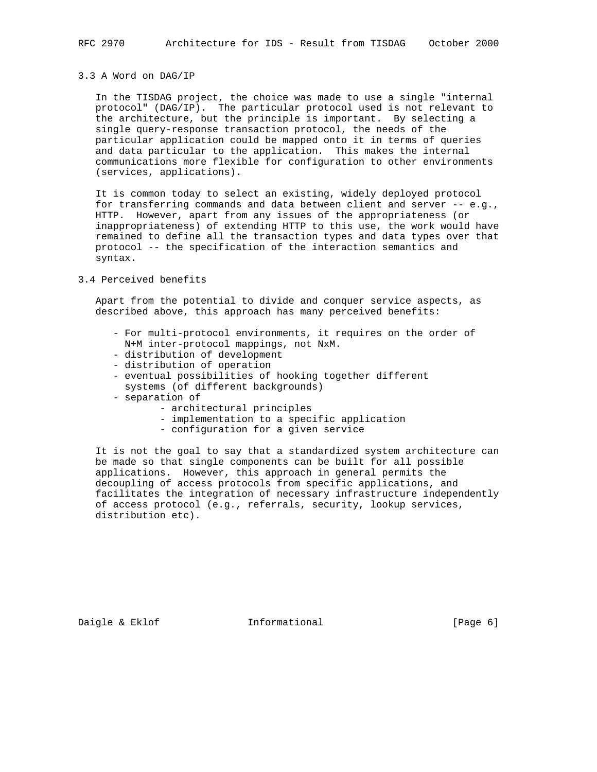### 3.3 A Word on DAG/IP

In the TISDAG project, the choice was made to use a single "internal protocol" (DAG/IP). The particular protocol used is not relevant to the architecture, but the principle is important. By selecting a single query-response transaction protocol, the needs of the particular application could be mapped onto it in terms of queries and data particular to the application. This makes the internal communications more flexible for configuration to other environments (services, applications).

It is common today to select an existing, widely deployed protocol for transferring commands and data between client and server -- e.g., HTTP. However, apart from any issues of the appropriateness (or inappropriateness) of extending HTTP to this use, the work would have remained to define all the transaction types and data types over that protocol -- the specification of the interaction semantics and syntax.

### 3.4 Perceived benefits

Apart from the potential to divide and conquer service aspects, as described above, this approach has many perceived benefits:

- For multi-protocol environments, it requires on the order of N+M inter-protocol mappings, not NxM.
- distribution of development
- distribution of operation
- eventual possibilities of hooking together different systems (of different backgrounds)
- separation of
    - architectural principles
    - implementation to a specific application
    - configuration for a given service

It is not the goal to say that a standardized system architecture can be made so that single components can be built for all possible applications. However, this approach in general permits the decoupling of access protocols from specific applications, and facilitates the integration of necessary infrastructure independently of access protocol (e.g., referrals, security, lookup services, distribution etc).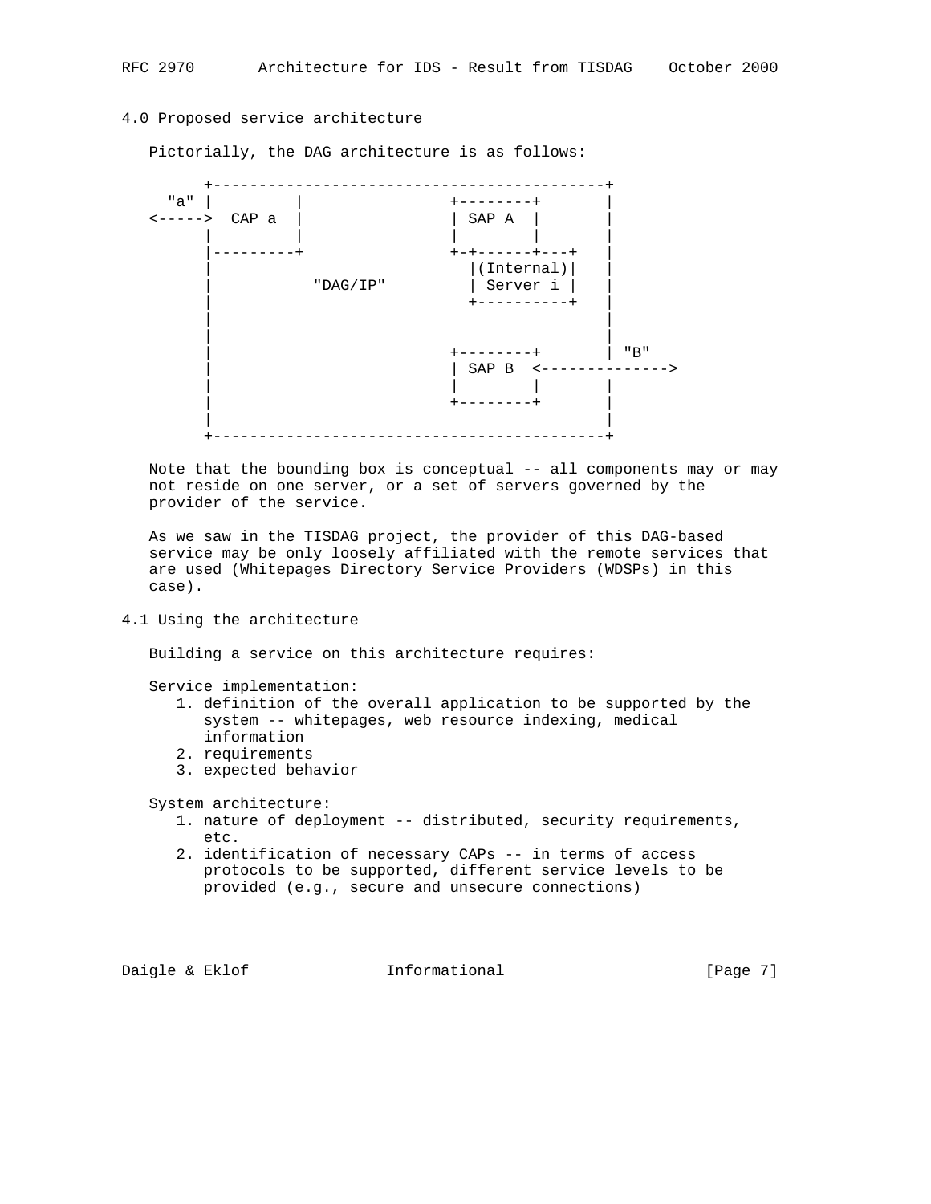## 4.0 Proposed service architecture

Pictorially, the DAG architecture is as follows:

```
       +------------------------------------------+
   "a" |         |              +--------+        |
 <----->  CAP a  |              | SAP A  |        |
       |         |              |        |        |
       |---------+              +-+------+---+    |
       |                          |(Internal)|    |
       |          "DAG/IP"        | Server i |    |
       |                          +----------+    |
       |                                          |
       |                                          |
       |                        +--------+        | "B"
       |                        | SAP B  <--------------->
       |                        |        |        |
       |                        +--------+        |
       |                                          |
       +------------------------------------------+
```

Note that the bounding box is conceptual -- all components may or may not reside on one server, or a set of servers governed by the provider of the service.

As we saw in the TISDAG project, the provider of this DAG-based service may be only loosely affiliated with the remote services that are used (Whitepages Directory Service Providers (WDSPs) in this case).

## 4.1 Using the architecture

Building a service on this architecture requires:

Service implementation:

1. definition of the overall application to be supported by the system -- whitepages, web resource indexing, medical information
2. requirements
3. expected behavior

System architecture:

1. nature of deployment -- distributed, security requirements, etc.
2. identification of necessary CAPs -- in terms of access protocols to be supported, different service levels to be provided (e.g., secure and unsecure connections)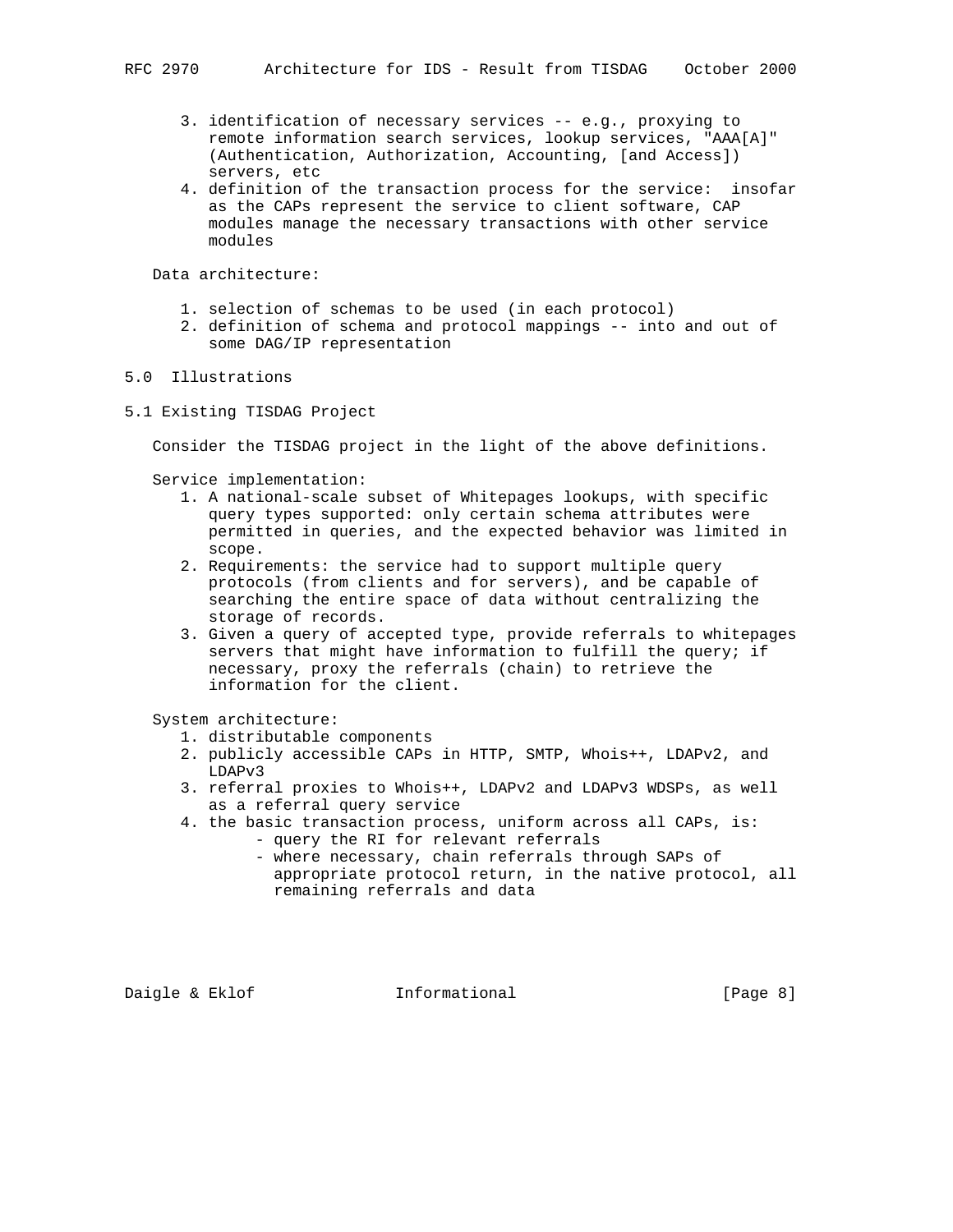3. identification of necessary services -- e.g., proxying to remote information search services, lookup services, "AAA[A]" (Authentication, Authorization, Accounting, [and Access]) servers, etc
4. definition of the transaction process for the service: insofar as the CAPs represent the service to client software, CAP modules manage the necessary transactions with other service modules

Data architecture:

1. selection of schemas to be used (in each protocol)
2. definition of schema and protocol mappings -- into and out of some DAG/IP representation

## 5.0 Illustrations

### 5.1 Existing TISDAG Project

Consider the TISDAG project in the light of the above definitions.

Service implementation:

1. A national-scale subset of Whitepages lookups, with specific query types supported: only certain schema attributes were permitted in queries, and the expected behavior was limited in scope.
2. Requirements: the service had to support multiple query protocols (from clients and for servers), and be capable of searching the entire space of data without centralizing the storage of records.
3. Given a query of accepted type, provide referrals to whitepages servers that might have information to fulfill the query; if necessary, proxy the referrals (chain) to retrieve the information for the client.

System architecture:

1. distributable components
2. publicly accessible CAPs in HTTP, SMTP, Whois++, LDAPv2, and LDAPv3
3. referral proxies to Whois++, LDAPv2 and LDAPv3 WDSPs, as well as a referral query service
4. the basic transaction process, uniform across all CAPs, is:
   - query the RI for relevant referrals
   - where necessary, chain referrals through SAPs of appropriate protocol return, in the native protocol, all remaining referrals and data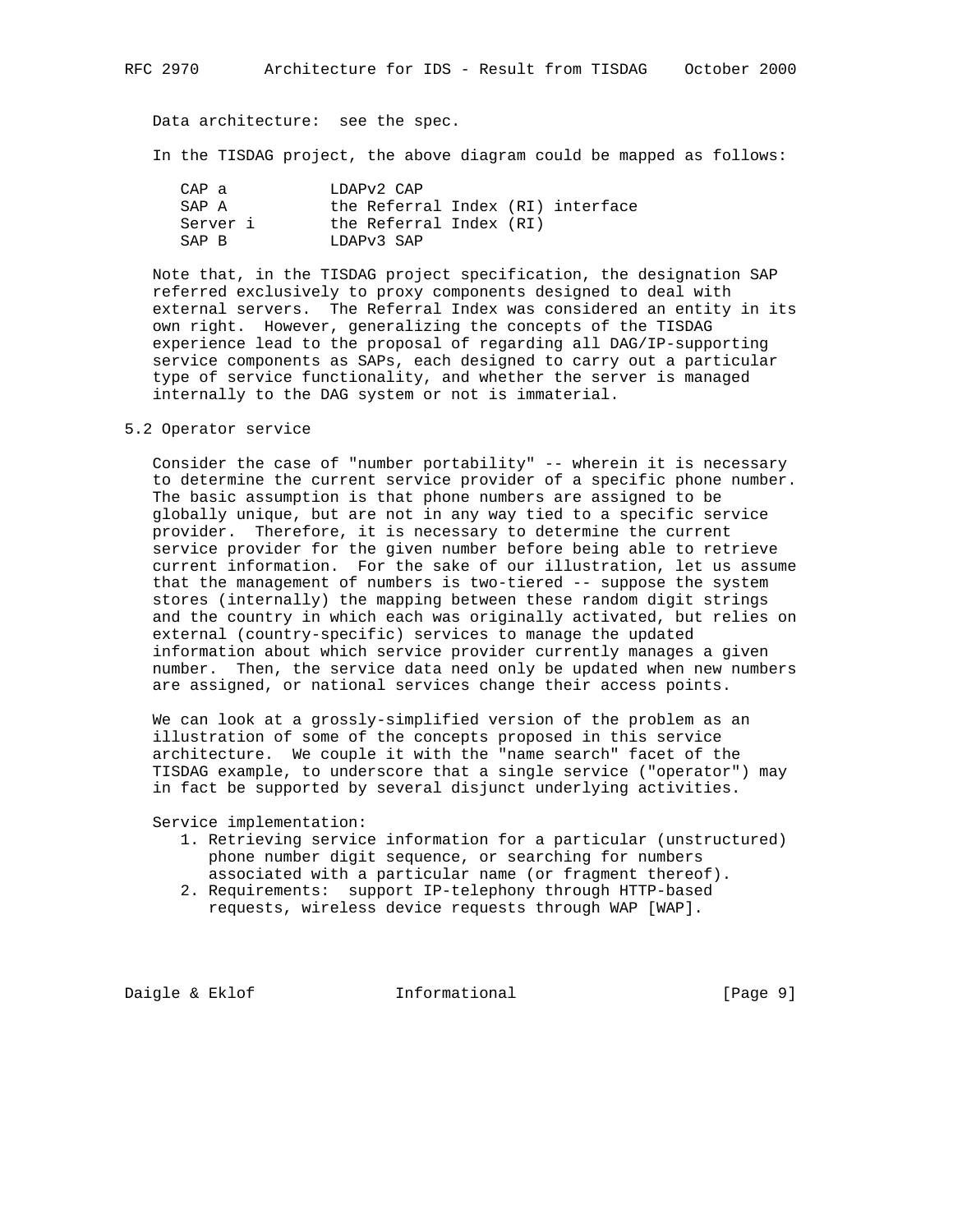Data architecture: see the spec.

In the TISDAG project, the above diagram could be mapped as follows:

| | |
|---|---|
| CAP a | LDAPv2 CAP |
| SAP A | the Referral Index (RI) interface |
| Server i | the Referral Index (RI) |
| SAP B | LDAPv3 SAP |

Note that, in the TISDAG project specification, the designation SAP referred exclusively to proxy components designed to deal with external servers. The Referral Index was considered an entity in its own right. However, generalizing the concepts of the TISDAG experience lead to the proposal of regarding all DAG/IP-supporting service components as SAPs, each designed to carry out a particular type of service functionality, and whether the server is managed internally to the DAG system or not is immaterial.

## 5.2 Operator service

Consider the case of "number portability" -- wherein it is necessary to determine the current service provider of a specific phone number. The basic assumption is that phone numbers are assigned to be globally unique, but are not in any way tied to a specific service provider. Therefore, it is necessary to determine the current service provider for the given number before being able to retrieve current information. For the sake of our illustration, let us assume that the management of numbers is two-tiered -- suppose the system stores (internally) the mapping between these random digit strings and the country in which each was originally activated, but relies on external (country-specific) services to manage the updated information about which service provider currently manages a given number. Then, the service data need only be updated when new numbers are assigned, or national services change their access points.

We can look at a grossly-simplified version of the problem as an illustration of some of the concepts proposed in this service architecture. We couple it with the "name search" facet of the TISDAG example, to underscore that a single service ("operator") may in fact be supported by several disjunct underlying activities.

Service implementation:

1. Retrieving service information for a particular (unstructured) phone number digit sequence, or searching for numbers associated with a particular name (or fragment thereof).
2. Requirements: support IP-telephony through HTTP-based requests, wireless device requests through WAP [WAP].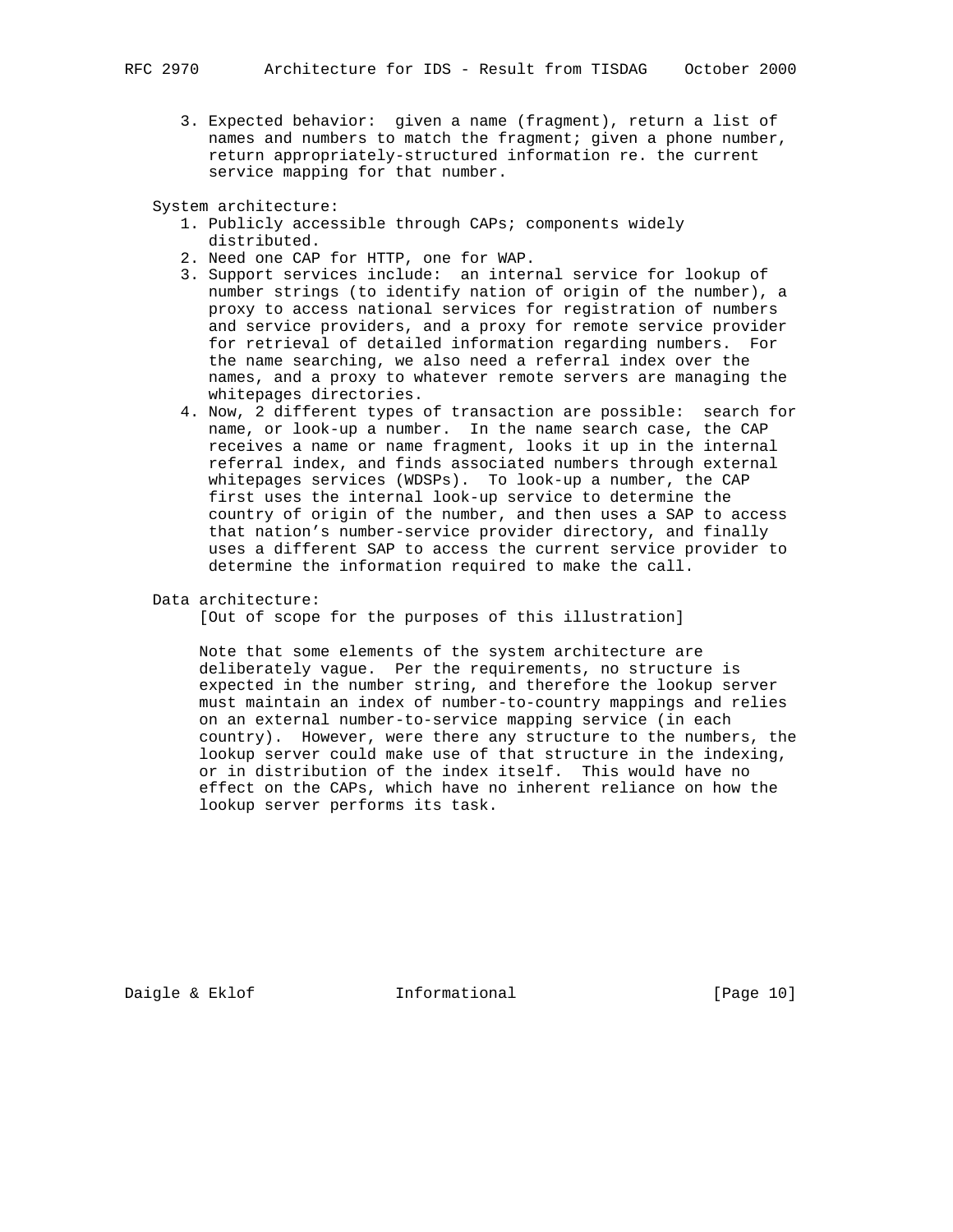3. Expected behavior: given a name (fragment), return a list of names and numbers to match the fragment; given a phone number, return appropriately-structured information re. the current service mapping for that number.

System architecture:

1. Publicly accessible through CAPs; components widely distributed.
2. Need one CAP for HTTP, one for WAP.
3. Support services include: an internal service for lookup of number strings (to identify nation of origin of the number), a proxy to access national services for registration of numbers and service providers, and a proxy for remote service provider for retrieval of detailed information regarding numbers. For the name searching, we also need a referral index over the names, and a proxy to whatever remote servers are managing the whitepages directories.
4. Now, 2 different types of transaction are possible: search for name, or look-up a number. In the name search case, the CAP receives a name or name fragment, looks it up in the internal referral index, and finds associated numbers through external whitepages services (WDSPs). To look-up a number, the CAP first uses the internal look-up service to determine the country of origin of the number, and then uses a SAP to access that nation's number-service provider directory, and finally uses a different SAP to access the current service provider to determine the information required to make the call.

Data architecture:

[Out of scope for the purposes of this illustration]

Note that some elements of the system architecture are deliberately vague. Per the requirements, no structure is expected in the number string, and therefore the lookup server must maintain an index of number-to-country mappings and relies on an external number-to-service mapping service (in each country). However, were there any structure to the numbers, the lookup server could make use of that structure in the indexing, or in distribution of the index itself. This would have no effect on the CAPs, which have no inherent reliance on how the lookup server performs its task.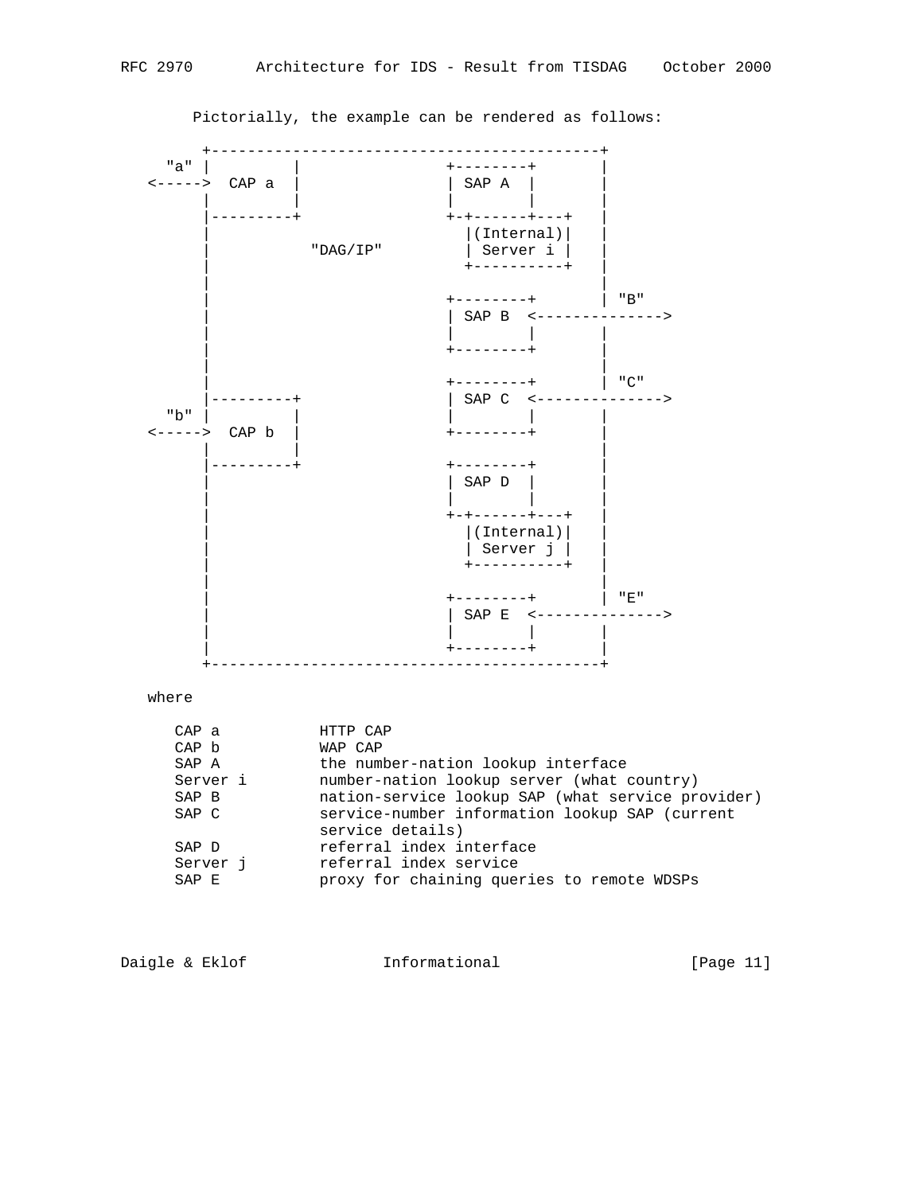Pictorially, the example can be rendered as follows:

```
       +-------------------------------------------+
   "a" |         |               +--------+        |
 <----->  CAP a  |               | SAP A  |        |
       |         |               |        |        |
       |---------+               +-+------+---+    |
       |                           |(Internal)|    |
       |           "DAG/IP"        | Server i |    |
       |                           +----------+    |
       |                                           |
       |                         +--------+        | "B"
       |                         | SAP B  <-------------->
       |                         |        |        |
       |                         +--------+        |
       |                                           |
       |                         +--------+        | "C"
       |---------+               | SAP C  <-------------->
   "b" |         |               |        |        |
 <----->  CAP b  |               +--------+        |
       |         |                                 |
       |---------+               +--------+        |
       |                         | SAP D  |        |
       |                         |        |        |
       |                         +-+------+---+    |
       |                           |(Internal)|    |
       |                           | Server j |    |
       |                           +----------+    |
       |                                           |
       |                         +--------+        | "E"
       |                         | SAP E  <-------------->
       |                         |        |        |
       |                         +--------+        |
       +-------------------------------------------+
```

where

```
   CAP a          HTTP CAP
   CAP b          WAP CAP
   SAP A          the number-nation lookup interface
   Server i       number-nation lookup server (what country)
   SAP B          nation-service lookup SAP (what service provider)
   SAP C          service-number information lookup SAP (current
                  service details)
   SAP D          referral index interface
   Server j       referral index service
   SAP E          proxy for chaining queries to remote WDSPs
```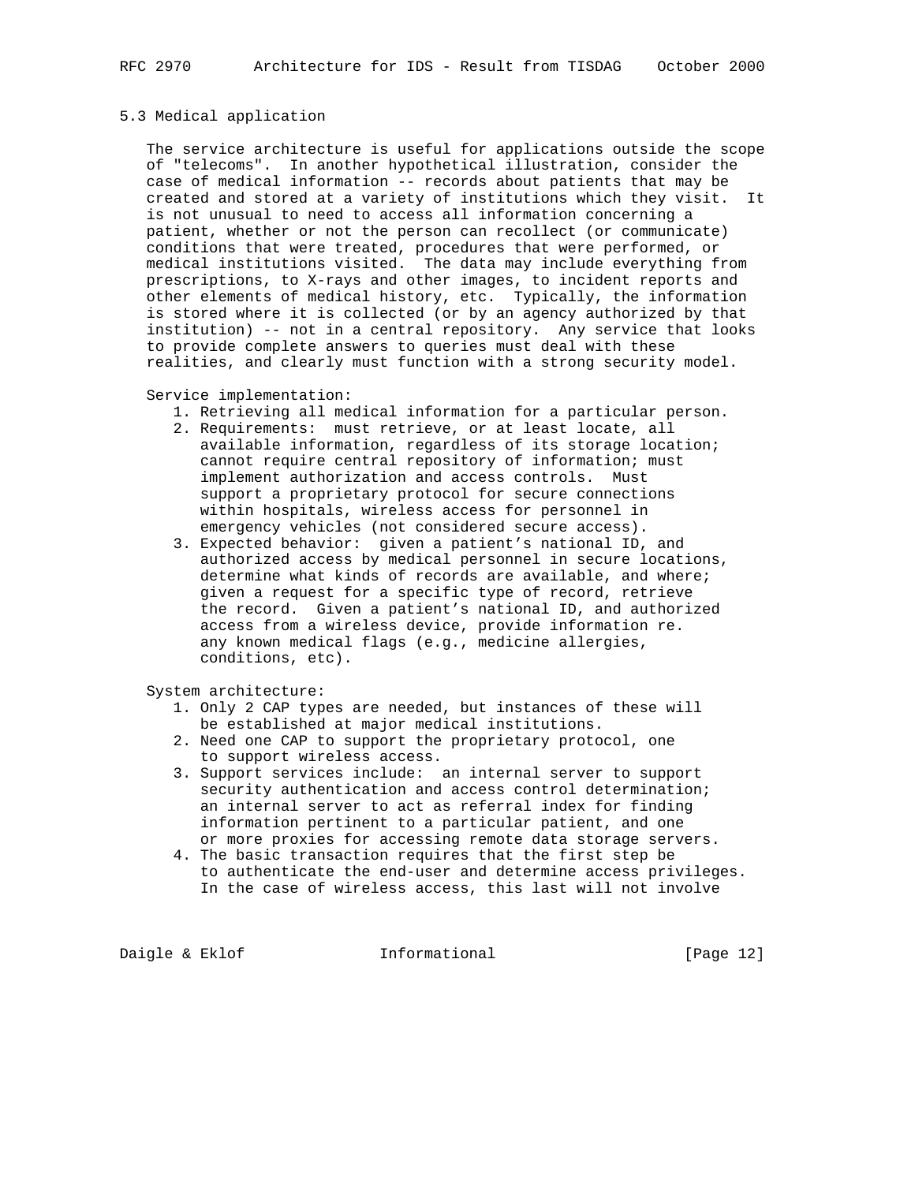### 5.3 Medical application

The service architecture is useful for applications outside the scope of "telecoms". In another hypothetical illustration, consider the case of medical information -- records about patients that may be created and stored at a variety of institutions which they visit. It is not unusual to need to access all information concerning a patient, whether or not the person can recollect (or communicate) conditions that were treated, procedures that were performed, or medical institutions visited. The data may include everything from prescriptions, to X-rays and other images, to incident reports and other elements of medical history, etc. Typically, the information is stored where it is collected (or by an agency authorized by that institution) -- not in a central repository. Any service that looks to provide complete answers to queries must deal with these realities, and clearly must function with a strong security model.

Service implementation:

1. Retrieving all medical information for a particular person.
2. Requirements: must retrieve, or at least locate, all available information, regardless of its storage location; cannot require central repository of information; must implement authorization and access controls. Must support a proprietary protocol for secure connections within hospitals, wireless access for personnel in emergency vehicles (not considered secure access).
3. Expected behavior: given a patient’s national ID, and authorized access by medical personnel in secure locations, determine what kinds of records are available, and where; given a request for a specific type of record, retrieve the record. Given a patient’s national ID, and authorized access from a wireless device, provide information re. any known medical flags (e.g., medicine allergies, conditions, etc).

System architecture:

1. Only 2 CAP types are needed, but instances of these will be established at major medical institutions.
2. Need one CAP to support the proprietary protocol, one to support wireless access.
3. Support services include: an internal server to support security authentication and access control determination; an internal server to act as referral index for finding information pertinent to a particular patient, and one or more proxies for accessing remote data storage servers.
4. The basic transaction requires that the first step be to authenticate the end-user and determine access privileges. In the case of wireless access, this last will not involve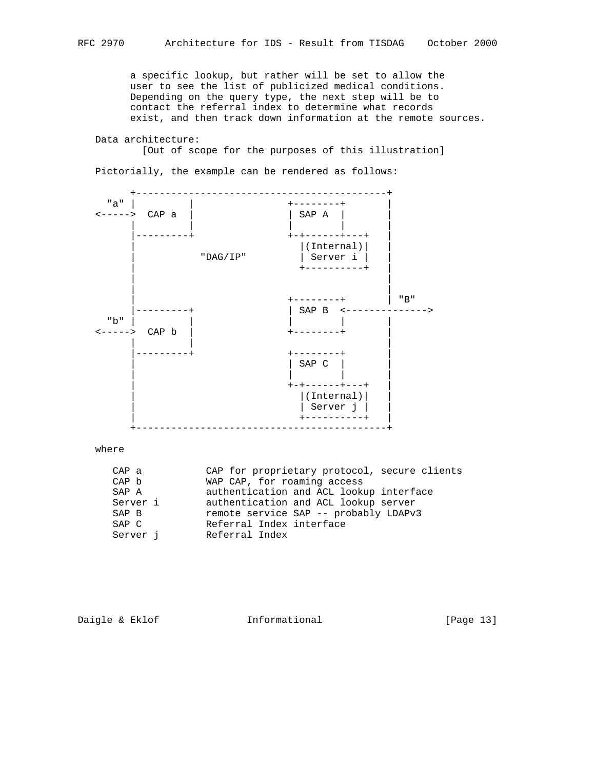a specific lookup, but rather will be set to allow the
user to see the list of publicized medical conditions.
Depending on the query type, the next step will be to
contact the referral index to determine what records
exist, and then track down information at the remote sources.

Data architecture:
[Out of scope for the purposes of this illustration]

Pictorially, the example can be rendered as follows:

```
       +-------------------------------------------+
   "a" |         |                +--------+       |
<----->  CAP a   |                | SAP A  |       |
       |         |                |        |       |
       |---------+                +-+------+---+   |
       |                            |(Internal)|   |
       |           "DAG/IP"         | Server i |   |
       |                            +----------+   |
       |                                           |
       |                                           |
       |                          +--------+       | "B"
       |---------+                | SAP B  <-------------->
   "b" |         |                |        |       |
<----->  CAP b   |                +--------+       |
       |         |                                 |
       |---------+                +--------+       |
       |                          | SAP C  |       |
       |                          |        |       |
       |                          +-+------+---+   |
       |                            |(Internal)|   |
       |                            | Server j |   |
       |                            +----------+   |
       +-------------------------------------------+
```

where

```
CAP a          CAP for proprietary protocol, secure clients
CAP b          WAP CAP, for roaming access
SAP A          authentication and ACL lookup interface
Server i       authentication and ACL lookup server
SAP B          remote service SAP -- probably LDAPv3
SAP C          Referral Index interface
Server j       Referral Index
```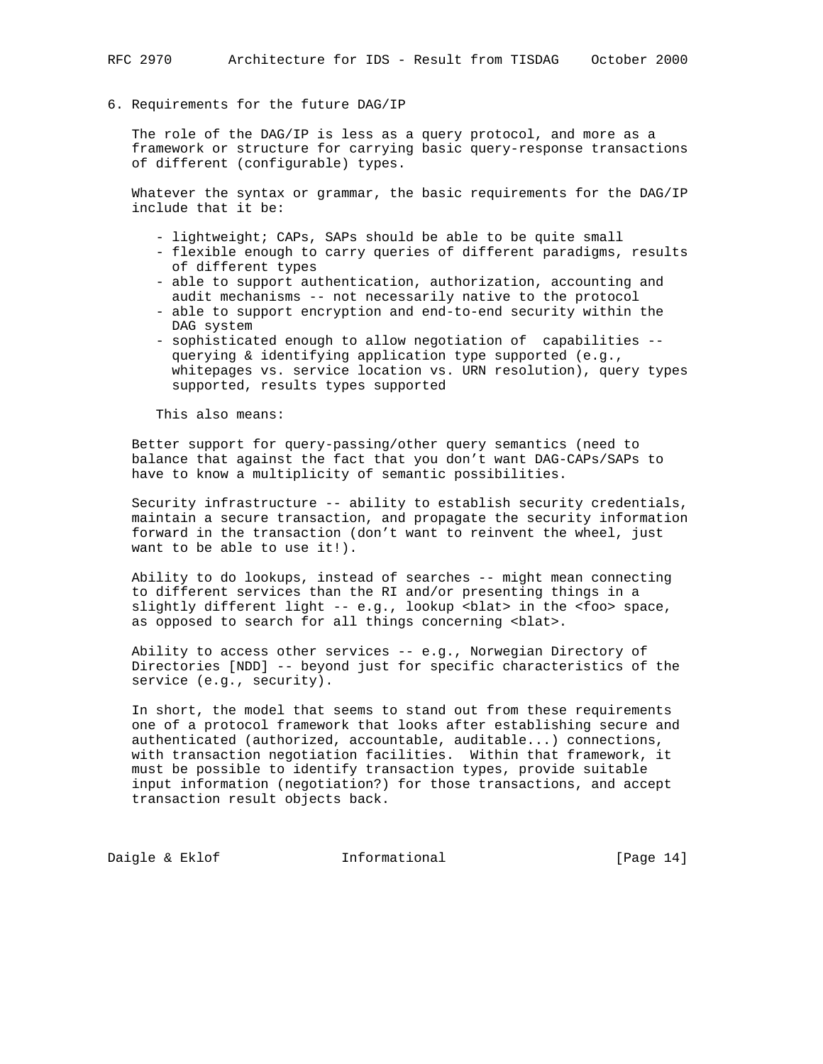## 6. Requirements for the future DAG/IP

The role of the DAG/IP is less as a query protocol, and more as a framework or structure for carrying basic query-response transactions of different (configurable) types.

Whatever the syntax or grammar, the basic requirements for the DAG/IP include that it be:

- lightweight; CAPs, SAPs should be able to be quite small
- flexible enough to carry queries of different paradigms, results of different types
- able to support authentication, authorization, accounting and audit mechanisms -- not necessarily native to the protocol
- able to support encryption and end-to-end security within the DAG system
- sophisticated enough to allow negotiation of capabilities -- querying & identifying application type supported (e.g., whitepages vs. service location vs. URN resolution), query types supported, results types supported

This also means:

Better support for query-passing/other query semantics (need to balance that against the fact that you don't want DAG-CAPs/SAPs to have to know a multiplicity of semantic possibilities.

Security infrastructure -- ability to establish security credentials, maintain a secure transaction, and propagate the security information forward in the transaction (don't want to reinvent the wheel, just want to be able to use it!).

Ability to do lookups, instead of searches -- might mean connecting to different services than the RI and/or presenting things in a slightly different light -- e.g., lookup <blat> in the <foo> space, as opposed to search for all things concerning <blat>.

Ability to access other services -- e.g., Norwegian Directory of Directories [NDD] -- beyond just for specific characteristics of the service (e.g., security).

In short, the model that seems to stand out from these requirements one of a protocol framework that looks after establishing secure and authenticated (authorized, accountable, auditable...) connections, with transaction negotiation facilities. Within that framework, it must be possible to identify transaction types, provide suitable input information (negotiation?) for those transactions, and accept transaction result objects back.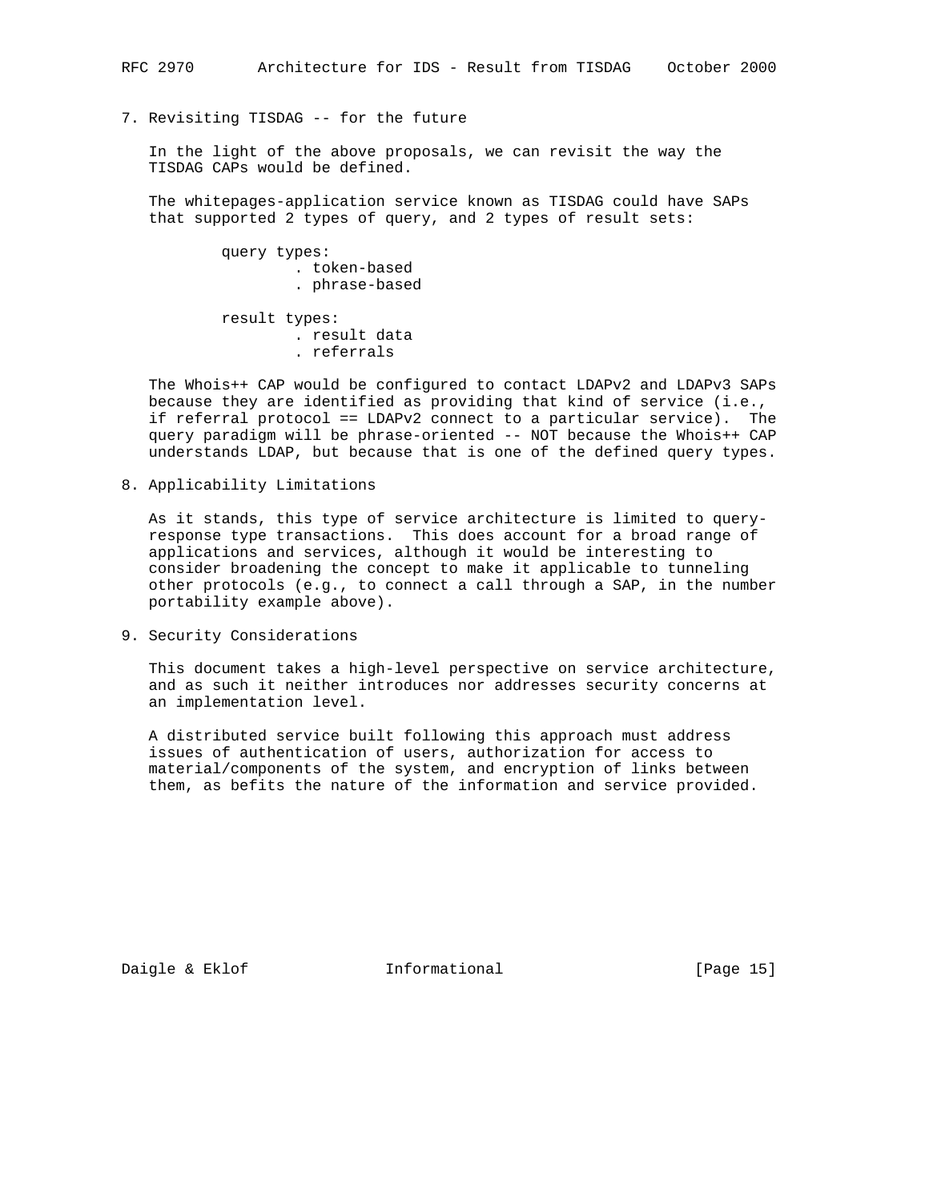## 7. Revisiting TISDAG -- for the future

In the light of the above proposals, we can revisit the way the TISDAG CAPs would be defined.

The whitepages-application service known as TISDAG could have SAPs that supported 2 types of query, and 2 types of result sets:

query types:
- token-based
- phrase-based

result types:
- result data
- referrals

The Whois++ CAP would be configured to contact LDAPv2 and LDAPv3 SAPs because they are identified as providing that kind of service (i.e., if referral protocol == LDAPv2 connect to a particular service). The query paradigm will be phrase-oriented -- NOT because the Whois++ CAP understands LDAP, but because that is one of the defined query types.

## 8. Applicability Limitations

As it stands, this type of service architecture is limited to query-response type transactions. This does account for a broad range of applications and services, although it would be interesting to consider broadening the concept to make it applicable to tunneling other protocols (e.g., to connect a call through a SAP, in the number portability example above).

## 9. Security Considerations

This document takes a high-level perspective on service architecture, and as such it neither introduces nor addresses security concerns at an implementation level.

A distributed service built following this approach must address issues of authentication of users, authorization for access to material/components of the system, and encryption of links between them, as befits the nature of the information and service provided.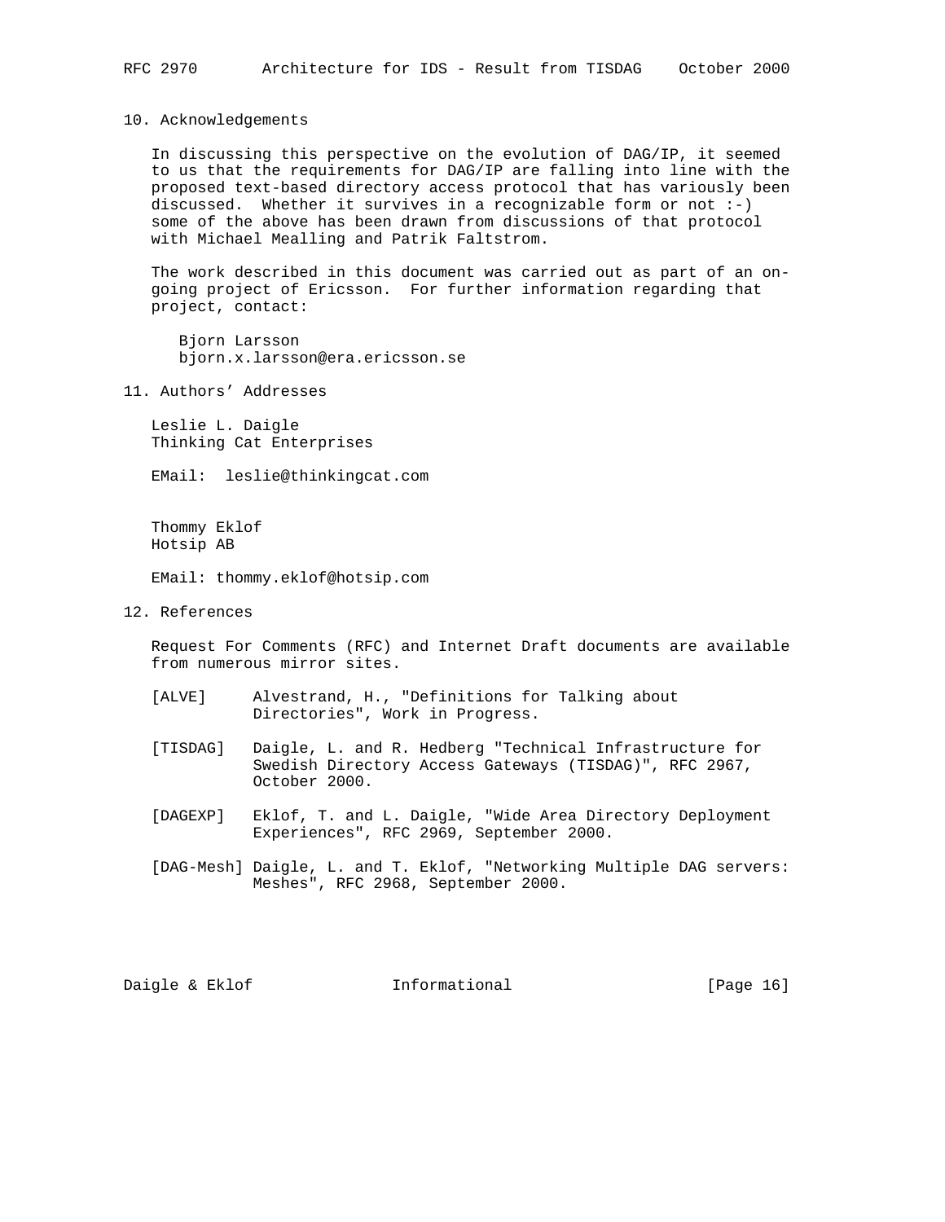## 10. Acknowledgements

In discussing this perspective on the evolution of DAG/IP, it seemed to us that the requirements for DAG/IP are falling into line with the proposed text-based directory access protocol that has variously been discussed. Whether it survives in a recognizable form or not :-) some of the above has been drawn from discussions of that protocol with Michael Mealling and Patrik Faltstrom.

The work described in this document was carried out as part of an on-going project of Ericsson. For further information regarding that project, contact:

Bjorn Larsson
bjorn.x.larsson@era.ericsson.se

## 11. Authors' Addresses

Leslie L. Daigle
Thinking Cat Enterprises

EMail: leslie@thinkingcat.com

Thommy Eklof
Hotsip AB

EMail: thommy.eklof@hotsip.com

## 12. References

Request For Comments (RFC) and Internet Draft documents are available from numerous mirror sites.

[ALVE] Alvestrand, H., "Definitions for Talking about Directories", Work in Progress.

[TISDAG] Daigle, L. and R. Hedberg "Technical Infrastructure for Swedish Directory Access Gateways (TISDAG)", RFC 2967, October 2000.

[DAGEXP] Eklof, T. and L. Daigle, "Wide Area Directory Deployment Experiences", RFC 2969, September 2000.

[DAG-Mesh] Daigle, L. and T. Eklof, "Networking Multiple DAG servers: Meshes", RFC 2968, September 2000.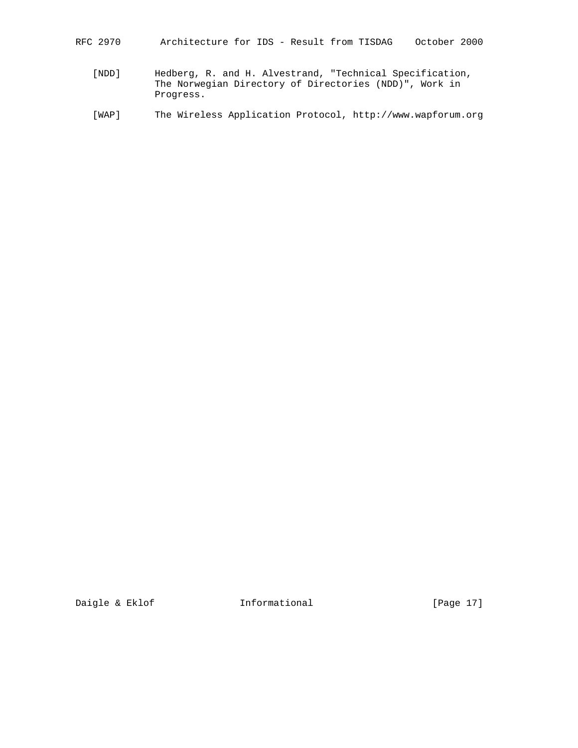[NDD] Hedberg, R. and H. Alvestrand, "Technical Specification, The Norwegian Directory of Directories (NDD)", Work in Progress.

[WAP] The Wireless Application Protocol, http://www.wapforum.org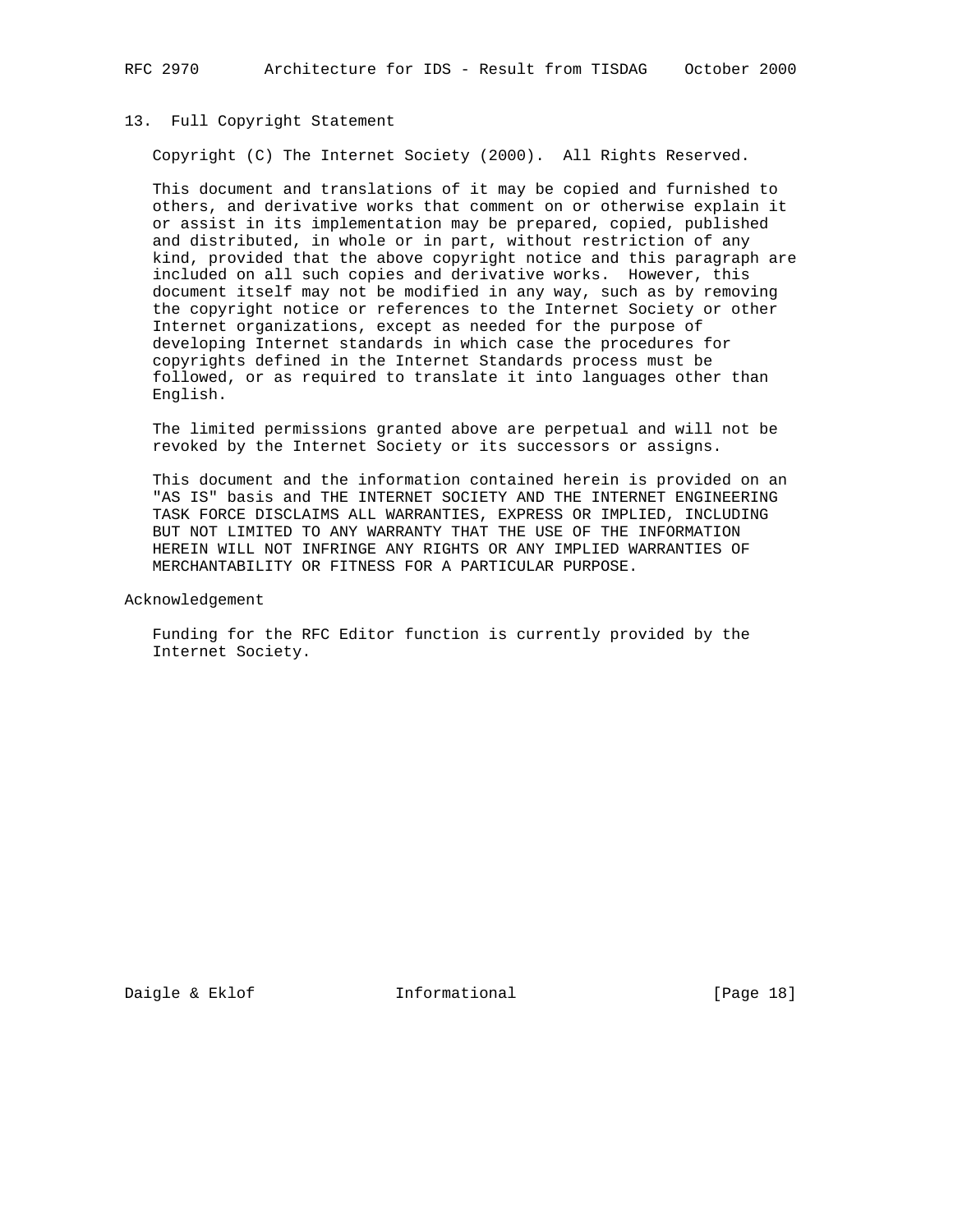## 13. Full Copyright Statement

Copyright (C) The Internet Society (2000). All Rights Reserved.

This document and translations of it may be copied and furnished to others, and derivative works that comment on or otherwise explain it or assist in its implementation may be prepared, copied, published and distributed, in whole or in part, without restriction of any kind, provided that the above copyright notice and this paragraph are included on all such copies and derivative works. However, this document itself may not be modified in any way, such as by removing the copyright notice or references to the Internet Society or other Internet organizations, except as needed for the purpose of developing Internet standards in which case the procedures for copyrights defined in the Internet Standards process must be followed, or as required to translate it into languages other than English.

The limited permissions granted above are perpetual and will not be revoked by the Internet Society or its successors or assigns.

This document and the information contained herein is provided on an "AS IS" basis and THE INTERNET SOCIETY AND THE INTERNET ENGINEERING TASK FORCE DISCLAIMS ALL WARRANTIES, EXPRESS OR IMPLIED, INCLUDING BUT NOT LIMITED TO ANY WARRANTY THAT THE USE OF THE INFORMATION HEREIN WILL NOT INFRINGE ANY RIGHTS OR ANY IMPLIED WARRANTIES OF MERCHANTABILITY OR FITNESS FOR A PARTICULAR PURPOSE.

## Acknowledgement

Funding for the RFC Editor function is currently provided by the Internet Society.